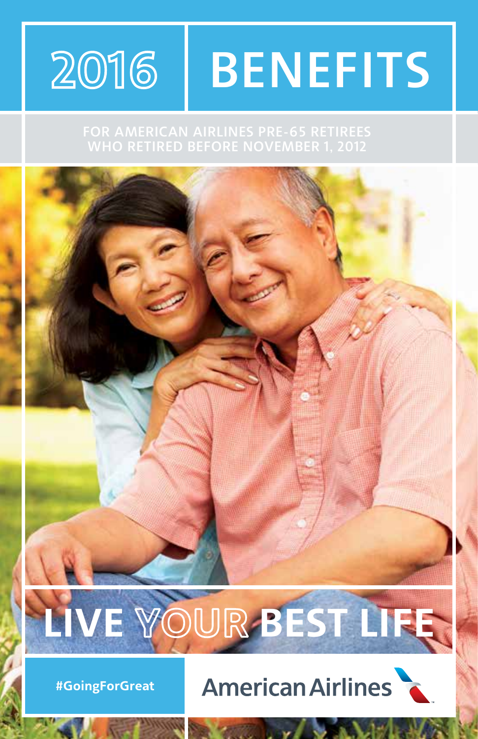# 2016 BENEFITS

FOR AMERICAN AIRLINES PRE-65 RETIREES WHO RETIRED BEFORE NOVEMBER 1, 2012

## LIVE YOUR BEST LIFE

#GoingForGreat

American Airlines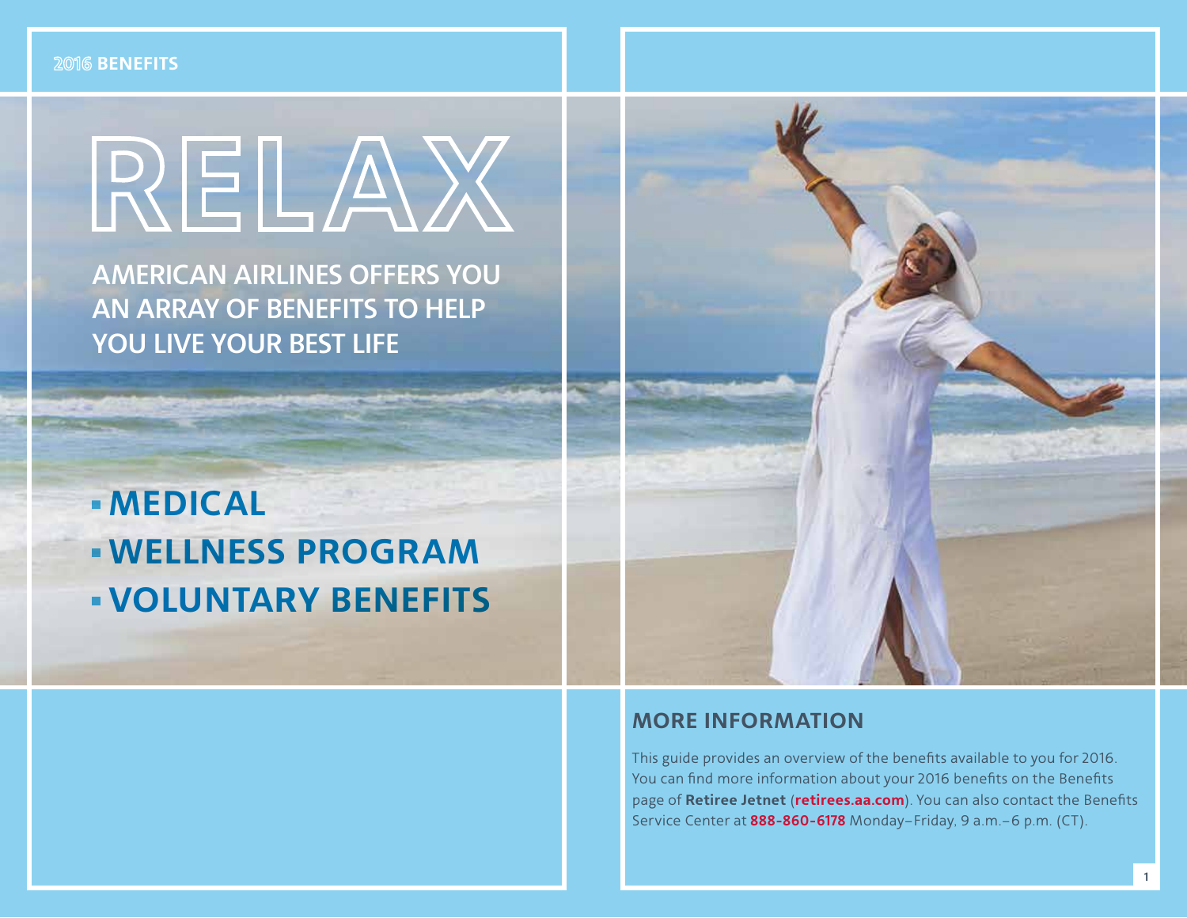2016 BENEFITS

# RELAX

## AMERICAN AIRLINES OFFERS YOU AN ARRAY OF BENEFITS TO HELP YOU LIVE YOUR BEST LIFE

- **MEDICAL**
- **WELLNESS PROGRAM**
- **VOLUNTARY BENEFITS**

## MORE INFORMATION

This guide provides an overview of the benefits available to you for 2016. You can find more information about your 2016 benefits on the Benefits page of **Retiree Jetnet** (**retirees.aa.com**). You can also contact the Benefits Service Center at **888-860-6178** Monday–Friday, 9 a.m.–6 p.m. (CT).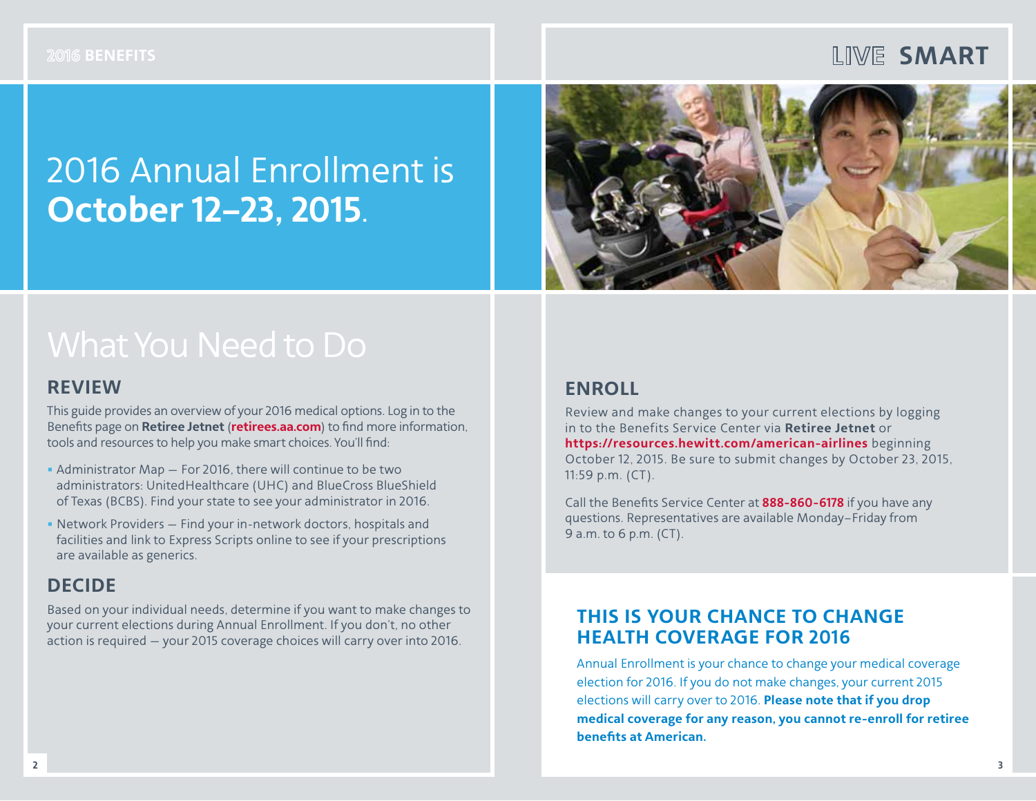# 2016 Annual Enrollment is **October 12–23, 2015**.

## What You Need to Do

### REVIEW

This guide provides an overview of your 2016 medical options. Log in to the Benefits page on **Retiree Jetnet** (**retirees.aa.com**) to find more information, tools and resources to help you make smart choices. You'll find:

- Administrator Map — For 2016, there will continue to be two administrators: UnitedHealthcare (UHC) and BlueCross BlueShield of Texas (BCBS). Find your state to see your administrator in 2016.
- Network Providers — Find your in-network doctors, hospitals and facilities and link to Express Scripts online to see if your prescriptions are available as generics.

### DECIDE

Based on your individual needs, determine if you want to make changes to your current elections during Annual Enrollment. If you don't, no other action is required — your 2015 coverage choices will carry over into 2016.

### ENROLL

Review and make changes to your current elections by logging in to the Benefits Service Center via **Retiree Jetnet** or **https://resources.hewitt.com/american-airlines** beginning October 12, 2015. Be sure to submit changes by October 23, 2015, 11:59 p.m. (CT).

Call the Benefits Service Center at **888-860-6178** if you have any questions. Representatives are available Monday–Friday from 9 a.m. to 6 p.m. (CT).

### THIS IS YOUR CHANCE TO CHANGE HEALTH COVERAGE FOR 2016

Annual Enrollment is your chance to change your medical coverage election for 2016. If you do not make changes, your current 2015 elections will carry over to 2016. **Please note that if you drop medical coverage for any reason, you cannot re-enroll for retiree benefits at American.**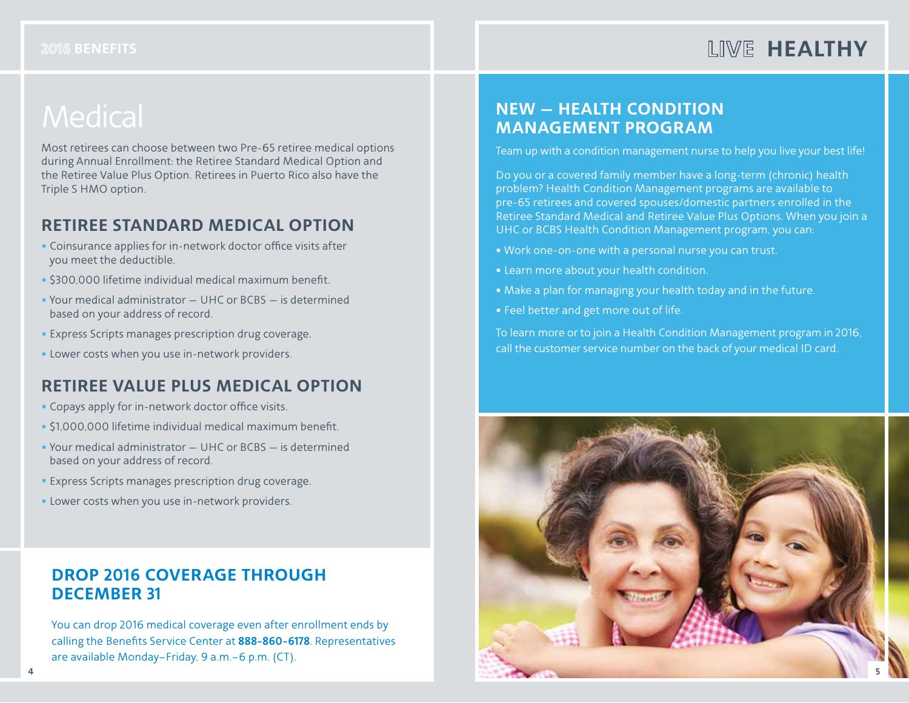# Medical

Most retirees can choose between two Pre-65 retiree medical options during Annual Enrollment: the Retiree Standard Medical Option and the Retiree Value Plus Option. Retirees in Puerto Rico also have the Triple S HMO option.

## RETIREE STANDARD MEDICAL OPTION

- Coinsurance applies for in-network doctor office visits after you meet the deductible.
- $300,000 lifetime individual medical maximum benefit.
- Your medical administrator — UHC or BCBS — is determined based on your address of record.
- Express Scripts manages prescription drug coverage.
- Lower costs when you use in-network providers.

## RETIREE VALUE PLUS MEDICAL OPTION

- Copays apply for in-network doctor office visits.
- $1,000,000 lifetime individual medical maximum benefit.
- Your medical administrator — UHC or BCBS — is determined based on your address of record.
- Express Scripts manages prescription drug coverage.
- Lower costs when you use in-network providers.

## DROP 2016 COVERAGE THROUGH DECEMBER 31

You can drop 2016 medical coverage even after enrollment ends by calling the Benefits Service Center at **888-860-6178**. Representatives are available Monday–Friday, 9 a.m.–6 p.m. (CT).

# LIVE HEALTHY

## NEW — HEALTH CONDITION MANAGEMENT PROGRAM

Team up with a condition management nurse to help you live your best life!

Do you or a covered family member have a long-term (chronic) health problem? Health Condition Management programs are available to pre-65 retirees and covered spouses/domestic partners enrolled in the Retiree Standard Medical and Retiree Value Plus Options. When you join a UHC or BCBS Health Condition Management program, you can:

- Work one-on-one with a personal nurse you can trust.
- Learn more about your health condition.
- Make a plan for managing your health today and in the future.
- Feel better and get more out of life.

To learn more or to join a Health Condition Management program in 2016, call the customer service number on the back of your medical ID card.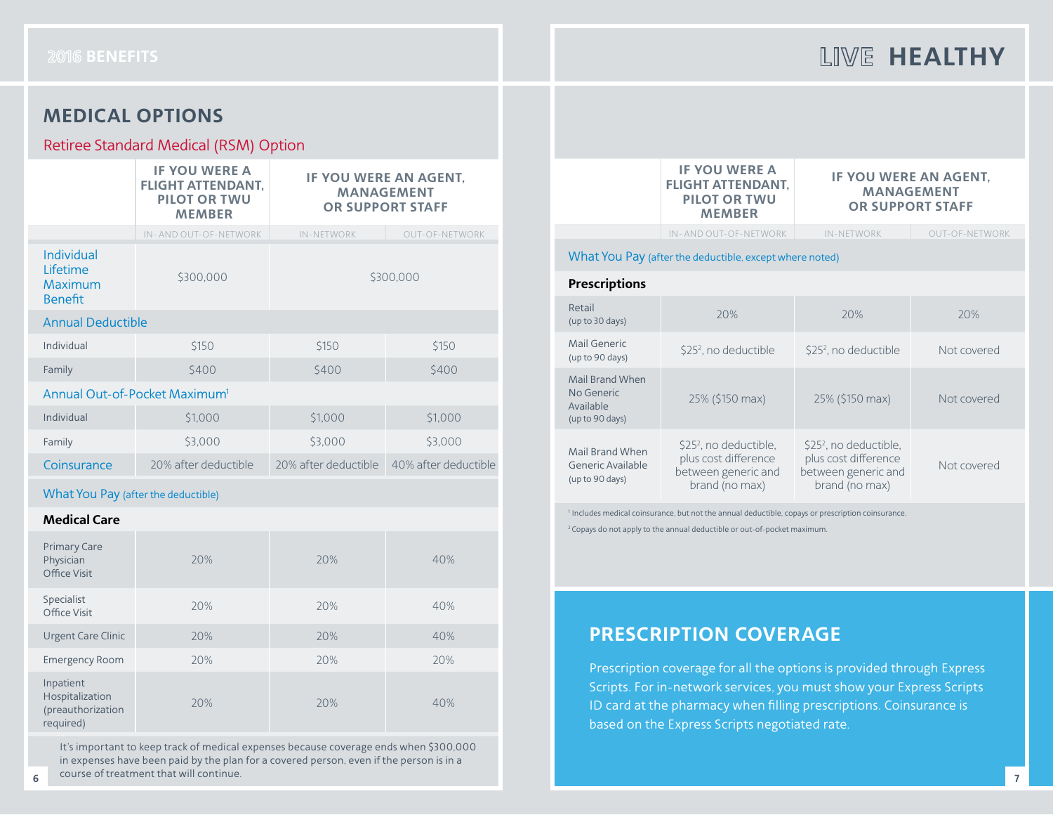# MEDICAL OPTIONS

## Retiree Standard Medical (RSM) Option

| | IF YOU WERE A FLIGHT ATTENDANT, PILOT OR TWU MEMBER | IF YOU WERE AN AGENT, MANAGEMENT OR SUPPORT STAFF | |
|---|---|---|---|
| | IN- AND OUT-OF-NETWORK | IN-NETWORK | OUT-OF-NETWORK |
| Individual Lifetime Maximum Benefit | $300,000 | $300,000 | |
| **Annual Deductible** | | | |
| Individual | $150 | $150 | $150 |
| Family | $400 | $400 | $400 |
| **Annual Out-of-Pocket Maximum[1]** | | | |
| Individual | $1,000 | $1,000 | $1,000 |
| Family | $3,000 | $3,000 | $3,000 |
| Coinsurance | 20% after deductible | 20% after deductible | 40% after deductible |
| **What You Pay** (after the deductible) | | | |
| **Medical Care** | | | |
| Primary Care Physician Office Visit | 20% | 20% | 40% |
| Specialist Office Visit | 20% | 20% | 40% |
| Urgent Care Clinic | 20% | 20% | 40% |
| Emergency Room | 20% | 20% | 20% |
| Inpatient Hospitalization (preauthorization required) | 20% | 20% | 40% |

It's important to keep track of medical expenses because coverage ends when $300,000 in expenses have been paid by the plan for a covered person, even if the person is in a course of treatment that will continue.

| | IF YOU WERE A FLIGHT ATTENDANT, PILOT OR TWU MEMBER | IF YOU WERE AN AGENT, MANAGEMENT OR SUPPORT STAFF | |
|---|---|---|---|
| | IN- AND OUT-OF-NETWORK | IN-NETWORK | OUT-OF-NETWORK |
| **What You Pay** (after the deductible, except where noted) | | | |
| **Prescriptions** | | | |
| Retail (up to 30 days) | 20% | 20% | 20% |
| Mail Generic (up to 90 days) | $25[2], no deductible | $25[2], no deductible | Not covered |
| Mail Brand When No Generic Available (up to 90 days) | 25% ($150 max) | 25% ($150 max) | Not covered |
| Mail Brand When Generic Available (up to 90 days) | $25[2], no deductible, plus cost difference between generic and brand (no max) | $25[2], no deductible, plus cost difference between generic and brand (no max) | Not covered |

[1] Includes medical coinsurance, but not the annual deductible, copays or prescription coinsurance.

[2] Copays do not apply to the annual deductible or out-of-pocket maximum.

## PRESCRIPTION COVERAGE

Prescription coverage for all the options is provided through Express Scripts. For in-network services, you must show your Express Scripts ID card at the pharmacy when filling prescriptions. Coinsurance is based on the Express Scripts negotiated rate.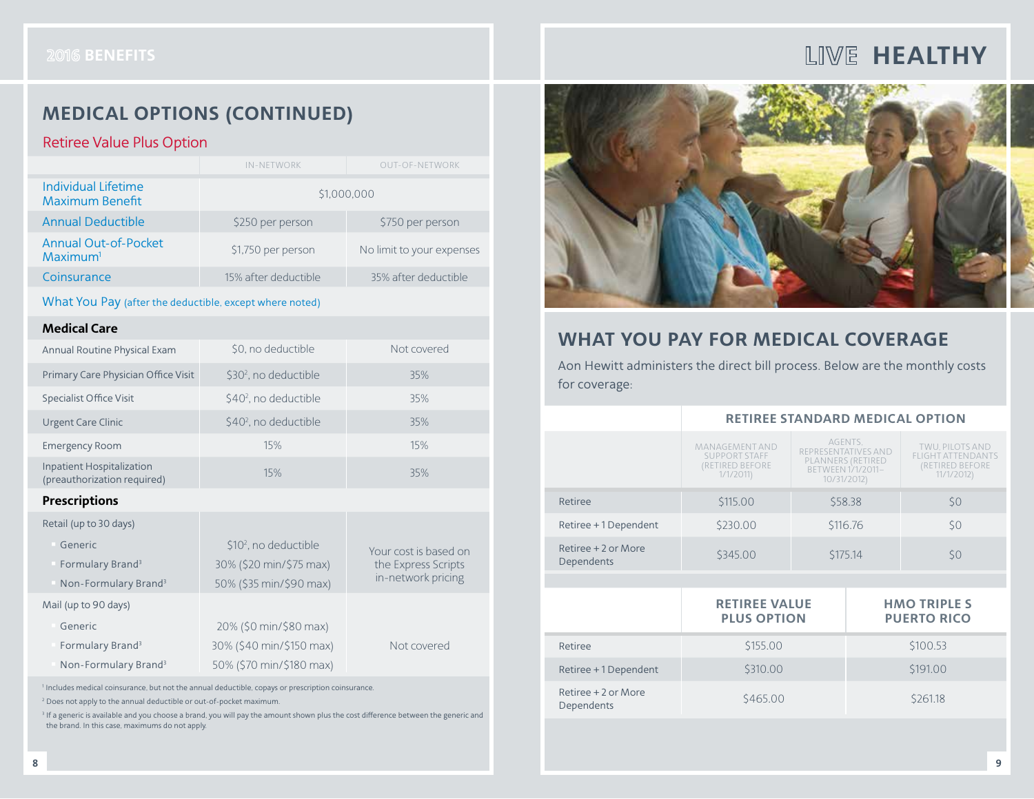# MEDICAL OPTIONS (CONTINUED)

## Retiree Value Plus Option

| | IN-NETWORK | OUT-OF-NETWORK |
|---|---|---|
| Individual Lifetime Maximum Benefit | $1,000,000 | |
| Annual Deductible | $250 per person | $750 per person |
| Annual Out-of-Pocket Maximum[1] | $1,750 per person | No limit to your expenses |
| Coinsurance | 15% after deductible | 35% after deductible |
| **What You Pay** (after the deductible, except where noted) | | |
| **Medical Care** | | |
| Annual Routine Physical Exam | $0, no deductible | Not covered |
| Primary Care Physician Office Visit | $30[2], no deductible | 35% |
| Specialist Office Visit | $40[2], no deductible | 35% |
| Urgent Care Clinic | $40[2], no deductible | 35% |
| Emergency Room | 15% | 15% |
| Inpatient Hospitalization (preauthorization required) | 15% | 35% |
| **Prescriptions** | | |
| Retail (up to 30 days) | | Your cost is based on the Express Scripts in-network pricing |
| Generic | $10[2], no deductible | |
| Formulary Brand[3] | 30% ($20 min/$75 max) | |
| Non-Formulary Brand[3] | 50% ($35 min/$90 max) | |
| Mail (up to 90 days) | | Not covered |
| Generic | 20% ($0 min/$80 max) | |
| Formulary Brand[3] | 30% ($40 min/$150 max) | |
| Non-Formulary Brand[3] | 50% ($70 min/$180 max) | |

[1] Includes medical coinsurance, but not the annual deductible, copays or prescription coinsurance.

[2] Does not apply to the annual deductible or out-of-pocket maximum.

[3] If a generic is available and you choose a brand, you will pay the amount shown plus the cost difference between the generic and the brand. In this case, maximums do not apply.

# LIVE HEALTHY

## WHAT YOU PAY FOR MEDICAL COVERAGE

Aon Hewitt administers the direct bill process. Below are the monthly costs for coverage:

| | RETIREE STANDARD MEDICAL OPTION | | |
|---|---|---|---|
| | MANAGEMENT AND SUPPORT STAFF (RETIRED BEFORE 1/1/2011) | AGENTS, REPRESENTATIVES AND PLANNERS (RETIRED BETWEEN 1/1/2011–10/31/2012) | TWU, PILOTS AND FLIGHT ATTENDANTS (RETIRED BEFORE 11/1/2012) |
| Retiree | $115.00 | $58.38 | $0 |
| Retiree + 1 Dependent | $230.00 | $116.76 | $0 |
| Retiree + 2 or More Dependents | $345.00 | $175.14 | $0 |

| | RETIREE VALUE PLUS OPTION | HMO TRIPLE S PUERTO RICO |
|---|---|---|
| Retiree | $155.00 | $100.53 |
| Retiree + 1 Dependent | $310.00 | $191.00 |
| Retiree + 2 or More Dependents | $465.00 | $261.18 |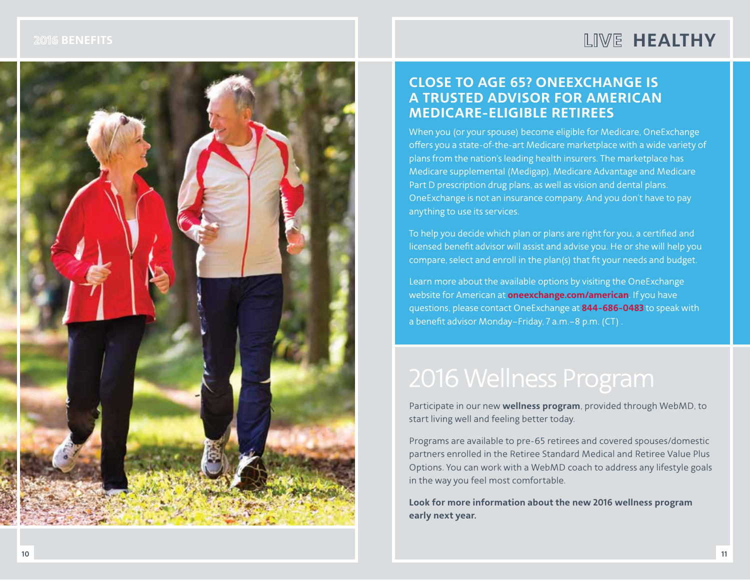# LIVE HEALTHY

## CLOSE TO AGE 65? ONEEXCHANGE IS A TRUSTED ADVISOR FOR AMERICAN MEDICARE-ELIGIBLE RETIREES

When you (or your spouse) become eligible for Medicare, OneExchange offers you a state-of-the-art Medicare marketplace with a wide variety of plans from the nation's leading health insurers. The marketplace has Medicare supplemental (Medigap), Medicare Advantage and Medicare Part D prescription drug plans, as well as vision and dental plans. OneExchange is not an insurance company. And you don't have to pay anything to use its services.

To help you decide which plan or plans are right for you, a certified and licensed benefit advisor will assist and advise you. He or she will help you compare, select and enroll in the plan(s) that fit your needs and budget.

Learn more about the available options by visiting the OneExchange website for American at **oneexchange.com/american**. If you have questions, please contact OneExchange at **844-686-0483** to speak with a benefit advisor Monday–Friday, 7 a.m.–8 p.m. (CT) .

## 2016 Wellness Program

Participate in our new **wellness program**, provided through WebMD, to start living well and feeling better today.

Programs are available to pre-65 retirees and covered spouses/domestic partners enrolled in the Retiree Standard Medical and Retiree Value Plus Options. You can work with a WebMD coach to address any lifestyle goals in the way you feel most comfortable.

**Look for more information about the new 2016 wellness program early next year.**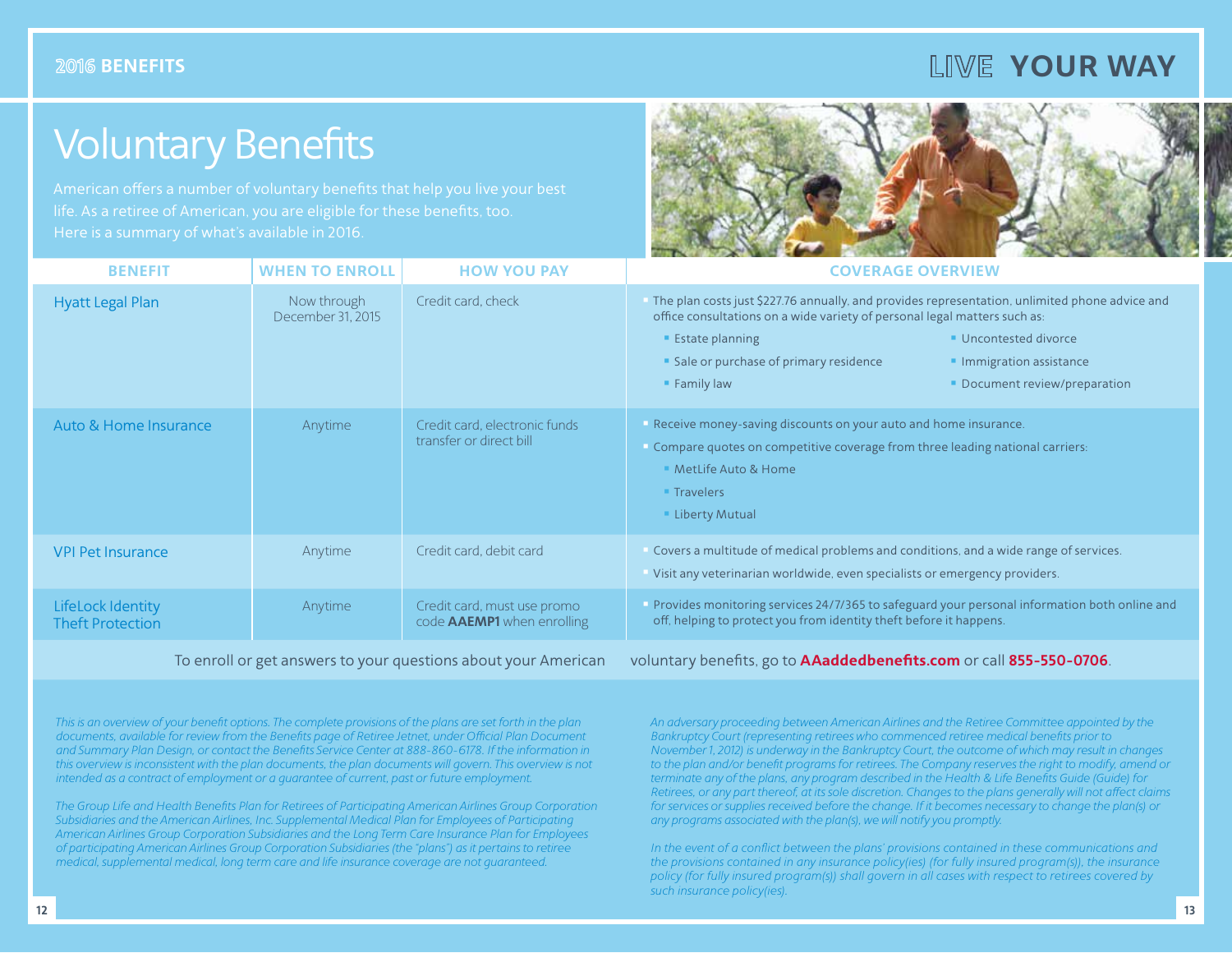# Voluntary Benefits

American offers a number of voluntary benefits that help you live your best life. As a retiree of American, you are eligible for these benefits, too. Here is a summary of what's available in 2016.

| BENEFIT | WHEN TO ENROLL | HOW YOU PAY | COVERAGE OVERVIEW |
|---|---|---|---|
| Hyatt Legal Plan | Now through December 31, 2015 | Credit card, check | The plan costs just $227.76 annually, and provides representation, unlimited phone advice and office consultations on a wide variety of personal legal matters such as: Estate planning; Sale or purchase of primary residence; Family law; Uncontested divorce; Immigration assistance; Document review/preparation |
| Auto & Home Insurance | Anytime | Credit card, electronic funds transfer or direct bill | Receive money-saving discounts on your auto and home insurance. Compare quotes on competitive coverage from three leading national carriers: MetLife Auto & Home; Travelers; Liberty Mutual |
| VPI Pet Insurance | Anytime | Credit card, debit card | Covers a multitude of medical problems and conditions, and a wide range of services. Visit any veterinarian worldwide, even specialists or emergency providers. |
| LifeLock Identity Theft Protection | Anytime | Credit card, must use promo code **AAEMP1** when enrolling | Provides monitoring services 24/7/365 to safeguard your personal information both online and off, helping to protect you from identity theft before it happens. |

To enroll or get answers to your questions about your American voluntary benefits, go to **AAaddedbenefits.com** or call **855-550-0706**.

*This is an overview of your benefit options. The complete provisions of the plans are set forth in the plan documents, available for review from the Benefits page of Retiree Jetnet, under Official Plan Document and Summary Plan Design, or contact the Benefits Service Center at 888-860-6178. If the information in this overview is inconsistent with the plan documents, the plan documents will govern. This overview is not intended as a contract of employment or a guarantee of current, past or future employment.*

*The Group Life and Health Benefits Plan for Retirees of Participating American Airlines Group Corporation Subsidiaries and the American Airlines, Inc. Supplemental Medical Plan for Employees of Participating American Airlines Group Corporation Subsidiaries and the Long Term Care Insurance Plan for Employees of participating American Airlines Group Corporation Subsidiaries (the "plans") as it pertains to retiree medical, supplemental medical, long term care and life insurance coverage are not guaranteed.*

*An adversary proceeding between American Airlines and the Retiree Committee appointed by the Bankruptcy Court (representing retirees who commenced retiree medical benefits prior to November 1, 2012) is underway in the Bankruptcy Court, the outcome of which may result in changes to the plan and/or benefit programs for retirees. The Company reserves the right to modify, amend or terminate any of the plans, any program described in the Health & Life Benefits Guide (Guide) for Retirees, or any part thereof, at its sole discretion. Changes to the plans generally will not affect claims for services or supplies received before the change. If it becomes necessary to change the plan(s) or any programs associated with the plan(s), we will notify you promptly.*

*In the event of a conflict between the plans' provisions contained in these communications and the provisions contained in any insurance policy(ies) (for fully insured program(s)), the insurance policy (for fully insured program(s)) shall govern in all cases with respect to retirees covered by such insurance policy(ies).*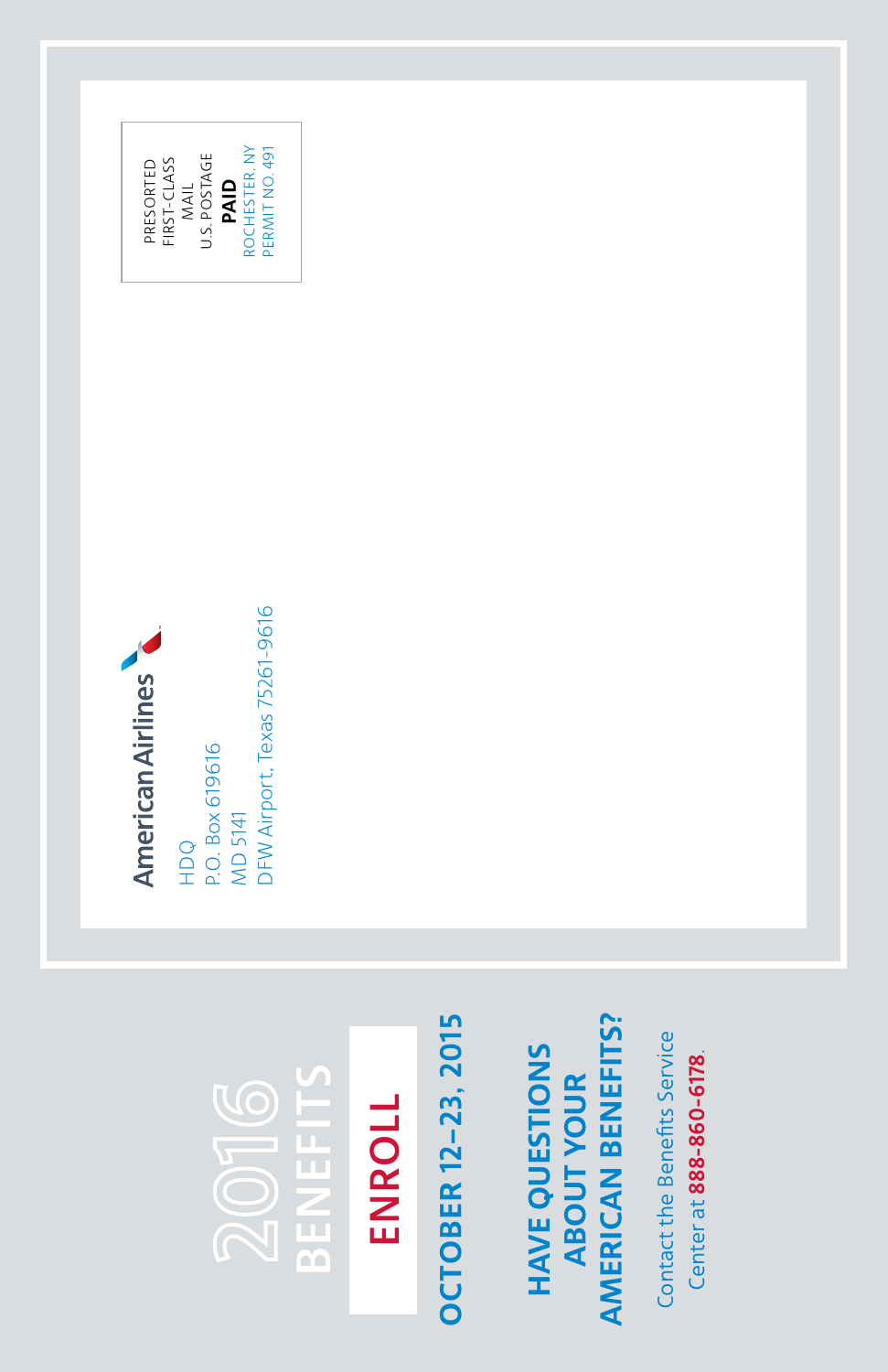American Airlines

HDQ
P.O. Box 619616
MD 5141
DFW Airport, Texas 75261-9616

PRESORTED
FIRST-CLASS
MAIL
U.S. POSTAGE
**PAID**
ROCHESTER, NY
PERMIT NO. 491

# 2016 BENEFITS

## ENROLL

## OCTOBER 12–23, 2015

## HAVE QUESTIONS ABOUT YOUR AMERICAN BENEFITS?

Contact the Benefits Service Center at **888-860-6178**.